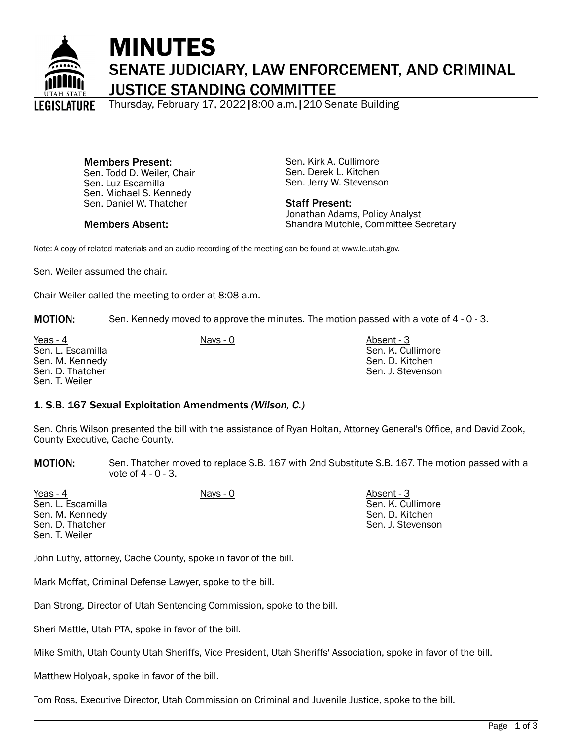# MINUTES

## SENATE JUDICIARY, LAW ENFORCEMENT, AND CRIMINAL JUSTICE STANDING COMMITTEE

Thursday, February 17, 2022|8:00 a.m.|210 Senate Building

**Members Present:**
Sen. Todd D. Weiler, Chair
Sen. Luz Escamilla
Sen. Michael S. Kennedy
Sen. Daniel W. Thatcher
Sen. Kirk A. Cullimore
Sen. Derek L. Kitchen
Sen. Jerry W. Stevenson

**Members Absent:**

**Staff Present:**
Jonathan Adams, Policy Analyst
Shandra Mutchie, Committee Secretary

Note: A copy of related materials and an audio recording of the meeting can be found at www.le.utah.gov.

Sen. Weiler assumed the chair.

Chair Weiler called the meeting to order at 8:08 a.m.

**MOTION:** Sen. Kennedy moved to approve the minutes. The motion passed with a vote of 4 - 0 - 3.

| Yeas - 4 | Nays - 0 | Absent - 3 |
|---|---|---|
| Sen. L. Escamilla | | Sen. K. Cullimore |
| Sen. M. Kennedy | | Sen. D. Kitchen |
| Sen. D. Thatcher | | Sen. J. Stevenson |
| Sen. T. Weiler | | |

### 1. S.B. 167 Sexual Exploitation Amendments *(Wilson, C.)*

Sen. Chris Wilson presented the bill with the assistance of Ryan Holtan, Attorney General's Office, and David Zook, County Executive, Cache County.

**MOTION:** Sen. Thatcher moved to replace S.B. 167 with 2nd Substitute S.B. 167. The motion passed with a vote of 4 - 0 - 3.

| Yeas - 4 | Nays - 0 | Absent - 3 |
|---|---|---|
| Sen. L. Escamilla | | Sen. K. Cullimore |
| Sen. M. Kennedy | | Sen. D. Kitchen |
| Sen. D. Thatcher | | Sen. J. Stevenson |
| Sen. T. Weiler | | |

John Luthy, attorney, Cache County, spoke in favor of the bill.

Mark Moffat, Criminal Defense Lawyer, spoke to the bill.

Dan Strong, Director of Utah Sentencing Commission, spoke to the bill.

Sheri Mattle, Utah PTA, spoke in favor of the bill.

Mike Smith, Utah County Utah Sheriffs, Vice President, Utah Sheriffs' Association, spoke in favor of the bill.

Matthew Holyoak, spoke in favor of the bill.

Tom Ross, Executive Director, Utah Commission on Criminal and Juvenile Justice, spoke to the bill.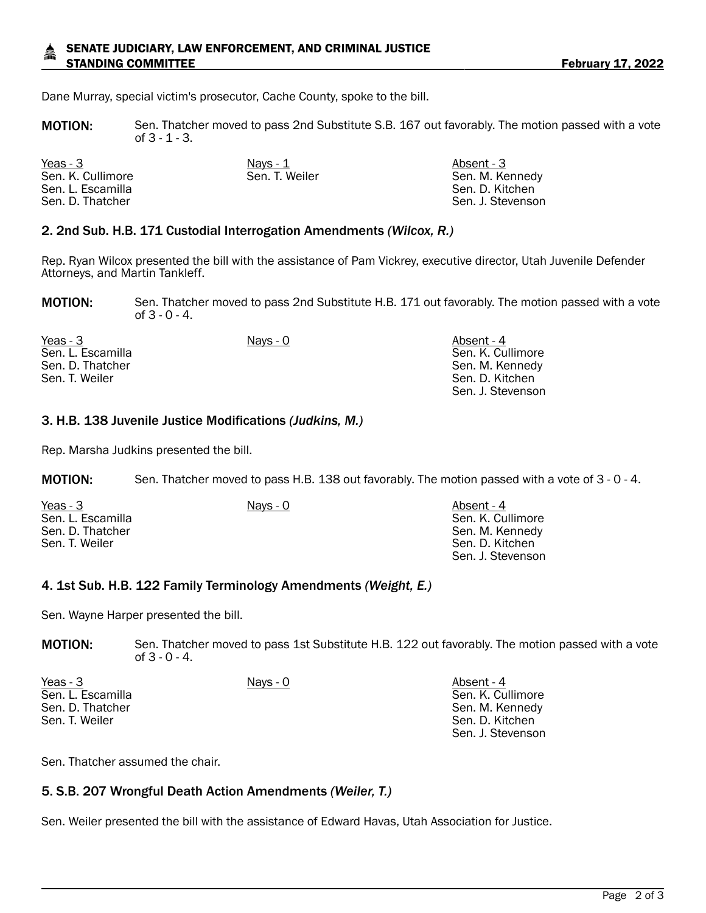Dane Murray, special victim's prosecutor, Cache County, spoke to the bill.

**MOTION:** Sen. Thatcher moved to pass 2nd Substitute S.B. 167 out favorably. The motion passed with a vote of 3 - 1 - 3.

| Yeas - 3 | Nays - 1 | Absent - 3 |
|---|---|---|
| Sen. K. Cullimore | Sen. T. Weiler | Sen. M. Kennedy |
| Sen. L. Escamilla | | Sen. D. Kitchen |
| Sen. D. Thatcher | | Sen. J. Stevenson |

### 2. 2nd Sub. H.B. 171 Custodial Interrogation Amendments *(Wilcox, R.)*

Rep. Ryan Wilcox presented the bill with the assistance of Pam Vickrey, executive director, Utah Juvenile Defender Attorneys, and Martin Tankleff.

**MOTION:** Sen. Thatcher moved to pass 2nd Substitute H.B. 171 out favorably. The motion passed with a vote of 3 - 0 - 4.

| Yeas - 3 | Nays - 0 | Absent - 4 |
|---|---|---|
| Sen. L. Escamilla | | Sen. K. Cullimore |
| Sen. D. Thatcher | | Sen. M. Kennedy |
| Sen. T. Weiler | | Sen. D. Kitchen |
| | | Sen. J. Stevenson |

### 3. H.B. 138 Juvenile Justice Modifications *(Judkins, M.)*

Rep. Marsha Judkins presented the bill.

**MOTION:** Sen. Thatcher moved to pass H.B. 138 out favorably. The motion passed with a vote of 3 - 0 - 4.

| Yeas - 3 | Nays - 0 | Absent - 4 |
|---|---|---|
| Sen. L. Escamilla | | Sen. K. Cullimore |
| Sen. D. Thatcher | | Sen. M. Kennedy |
| Sen. T. Weiler | | Sen. D. Kitchen |
| | | Sen. J. Stevenson |

### 4. 1st Sub. H.B. 122 Family Terminology Amendments *(Weight, E.)*

Sen. Wayne Harper presented the bill.

**MOTION:** Sen. Thatcher moved to pass 1st Substitute H.B. 122 out favorably. The motion passed with a vote of 3 - 0 - 4.

| Yeas - 3 | Nays - 0 | Absent - 4 |
|---|---|---|
| Sen. L. Escamilla | | Sen. K. Cullimore |
| Sen. D. Thatcher | | Sen. M. Kennedy |
| Sen. T. Weiler | | Sen. D. Kitchen |
| | | Sen. J. Stevenson |

Sen. Thatcher assumed the chair.

### 5. S.B. 207 Wrongful Death Action Amendments *(Weiler, T.)*

Sen. Weiler presented the bill with the assistance of Edward Havas, Utah Association for Justice.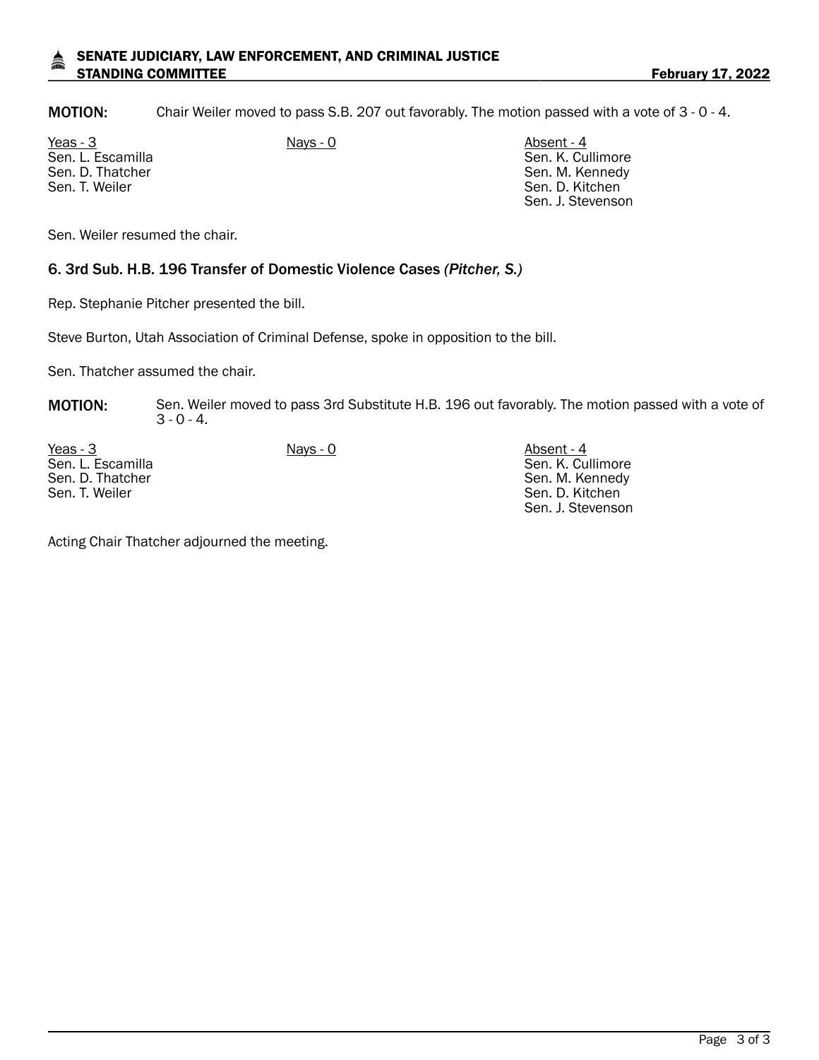**MOTION:** Chair Weiler moved to pass S.B. 207 out favorably. The motion passed with a vote of 3 - 0 - 4.

| Yeas - 3 | Nays - 0 | Absent - 4 |
| --- | --- | --- |
| Sen. L. Escamilla | | Sen. K. Cullimore |
| Sen. D. Thatcher | | Sen. M. Kennedy |
| Sen. T. Weiler | | Sen. D. Kitchen |
| | | Sen. J. Stevenson |

Sen. Weiler resumed the chair.

### 6. 3rd Sub. H.B. 196 Transfer of Domestic Violence Cases *(Pitcher, S.)*

Rep. Stephanie Pitcher presented the bill.

Steve Burton, Utah Association of Criminal Defense, spoke in opposition to the bill.

Sen. Thatcher assumed the chair.

**MOTION:** Sen. Weiler moved to pass 3rd Substitute H.B. 196 out favorably. The motion passed with a vote of 3 - 0 - 4.

| Yeas - 3 | Nays - 0 | Absent - 4 |
| --- | --- | --- |
| Sen. L. Escamilla | | Sen. K. Cullimore |
| Sen. D. Thatcher | | Sen. M. Kennedy |
| Sen. T. Weiler | | Sen. D. Kitchen |
| | | Sen. J. Stevenson |

Acting Chair Thatcher adjourned the meeting.